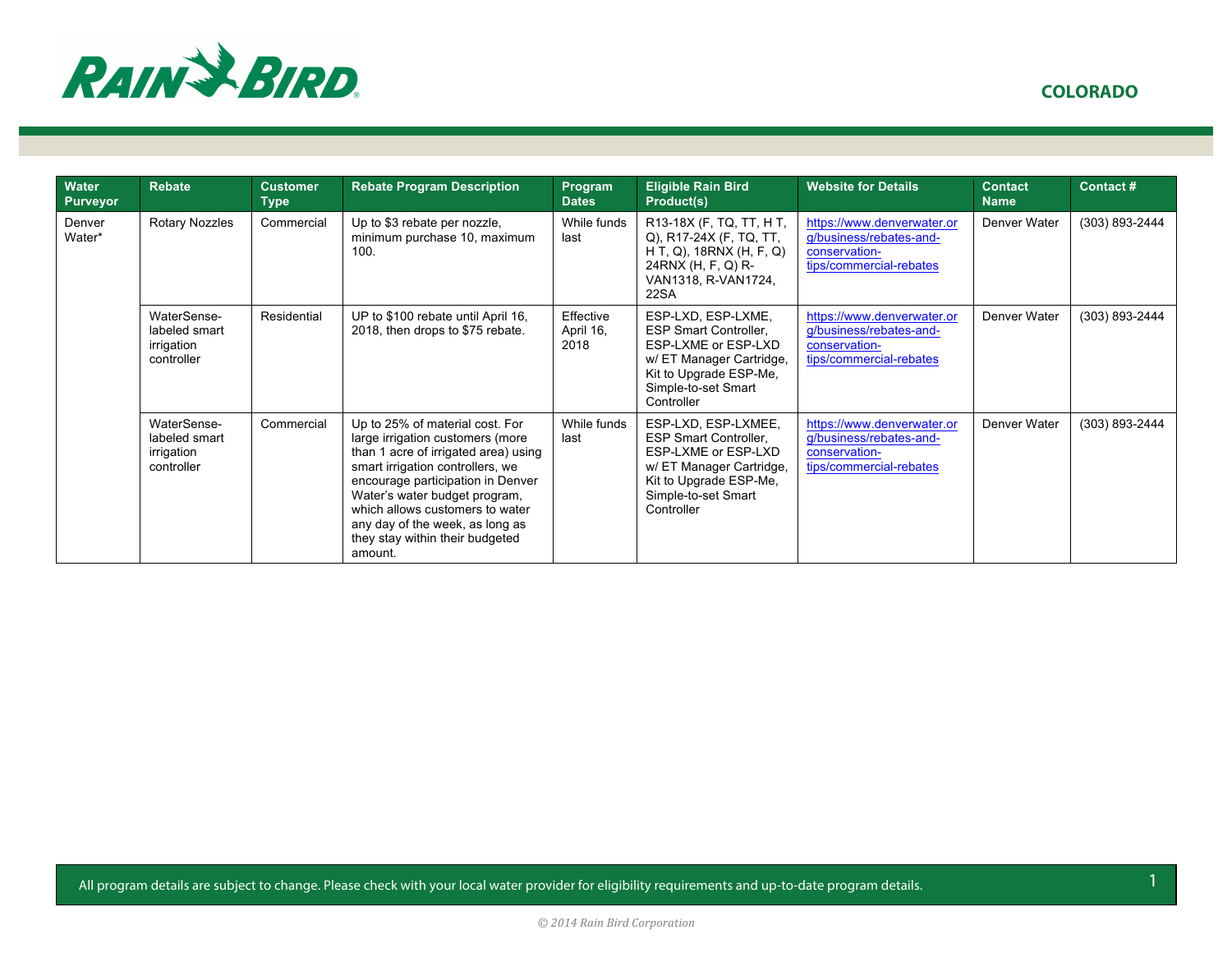RAIN BIRD

## COLORADO

| Water Purveyor | Rebate | Customer Type | Rebate Program Description | Program Dates | Eligible Rain Bird Product(s) | Website for Details | Contact Name | Contact # |
|---|---|---|---|---|---|---|---|---|
| Denver Water* | Rotary Nozzles | Commercial | Up to $3 rebate per nozzle, minimum purchase 10, maximum 100. | While funds last | R13-18X (F, TQ, TT, H T, Q), R17-24X (F, TQ, TT, H T, Q), 18RNX (H, F, Q) 24RNX (H, F, Q) R-VAN1318, R-VAN1724, 22SA | https://www.denverwater.org/business/rebates-and-conservation-tips/commercial-rebates | Denver Water | (303) 893-2444 |
| | WaterSense-labeled smart irrigation controller | Residential | UP to $100 rebate until April 16, 2018, then drops to $75 rebate. | Effective April 16, 2018 | ESP-LXD, ESP-LXME, ESP Smart Controller, ESP-LXME or ESP-LXD w/ ET Manager Cartridge, Kit to Upgrade ESP-Me, Simple-to-set Smart Controller | https://www.denverwater.org/business/rebates-and-conservation-tips/commercial-rebates | Denver Water | (303) 893-2444 |
| | WaterSense-labeled smart irrigation controller | Commercial | Up to 25% of material cost. For large irrigation customers (more than 1 acre of irrigated area) using smart irrigation controllers, we encourage participation in Denver Water's water budget program, which allows customers to water any day of the week, as long as they stay within their budgeted amount. | While funds last | ESP-LXD, ESP-LXMEE, ESP Smart Controller, ESP-LXME or ESP-LXD w/ ET Manager Cartridge, Kit to Upgrade ESP-Me, Simple-to-set Smart Controller | https://www.denverwater.org/business/rebates-and-conservation-tips/commercial-rebates | Denver Water | (303) 893-2444 |

All program details are subject to change. Please check with your local water provider for eligibility requirements and up-to-date program details.

© 2014 Rain Bird Corporation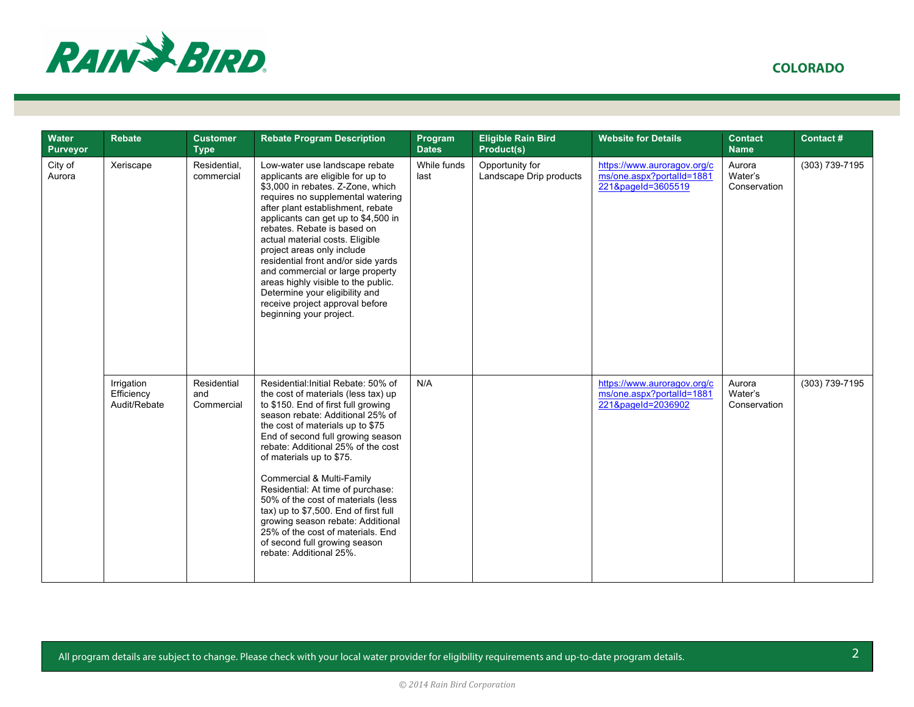COLORADO

| Water Purveyor | Rebate | Customer Type | Rebate Program Description | Program Dates | Eligible Rain Bird Product(s) | Website for Details | Contact Name | Contact # |
|---|---|---|---|---|---|---|---|---|
| City of Aurora | Xeriscape | Residential, commercial | Low-water use landscape rebate applicants are eligible for up to $3,000 in rebates. Z-Zone, which requires no supplemental watering after plant establishment, rebate applicants can get up to $4,500 in rebates. Rebate is based on actual material costs. Eligible project areas only include residential front and/or side yards and commercial or large property areas highly visible to the public. Determine your eligibility and receive project approval before beginning your project. | While funds last | Opportunity for Landscape Drip products | https://www.auroragov.org/cms/one.aspx?portalId=1881221&pageId=3605519 | Aurora Water's Conservation | (303) 739-7195 |
| | Irrigation Efficiency Audit/Rebate | Residential and Commercial | Residential:Initial Rebate: 50% of the cost of materials (less tax) up to $150. End of first full growing season rebate: Additional 25% of the cost of materials up to $75 End of second full growing season rebate: Additional 25% of the cost of materials up to $75.<br><br>Commercial & Multi-Family Residential: At time of purchase: 50% of the cost of materials (less tax) up to $7,500. End of first full growing season rebate: Additional 25% of the cost of materials. End of second full growing season rebate: Additional 25%. | N/A | | https://www.auroragov.org/cms/one.aspx?portalId=1881221&pageId=2036902 | Aurora Water's Conservation | (303) 739-7195 |

All program details are subject to change. Please check with your local water provider for eligibility requirements and up-to-date program details.

© 2014 Rain Bird Corporation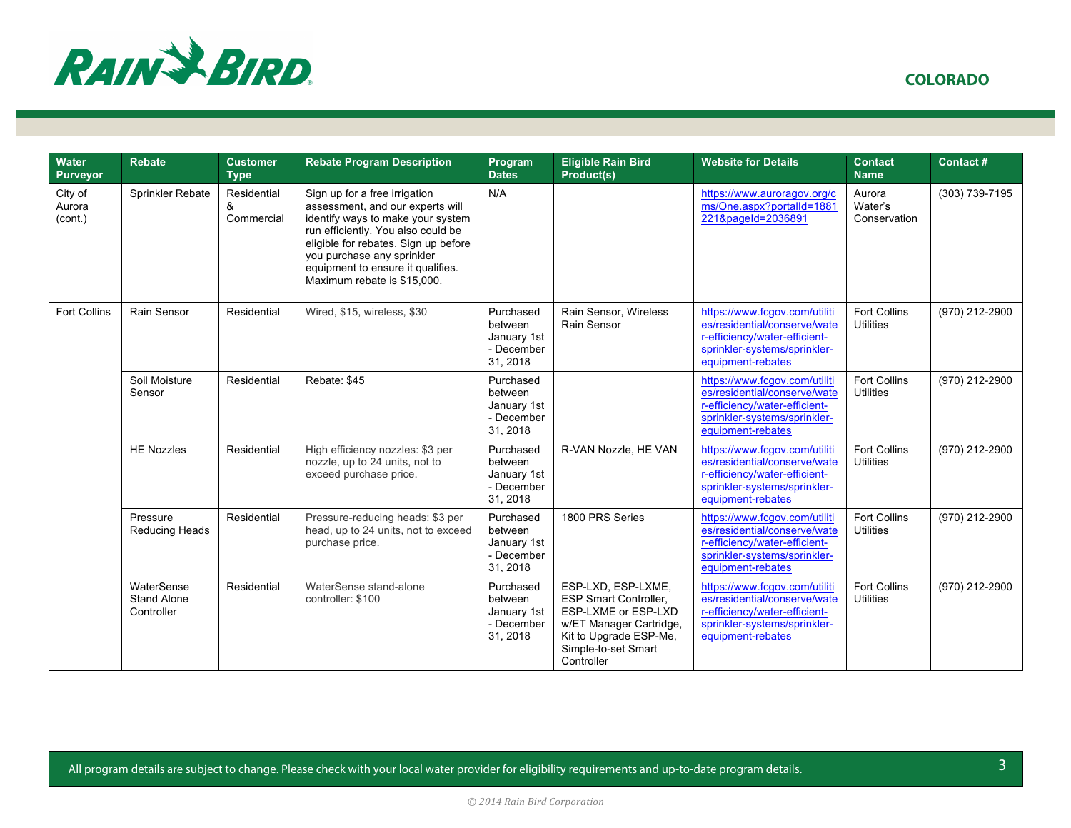COLORADO

| Water Purveyor | Rebate | Customer Type | Rebate Program Description | Program Dates | Eligible Rain Bird Product(s) | Website for Details | Contact Name | Contact # |
|---|---|---|---|---|---|---|---|---|
| City of Aurora (cont.) | Sprinkler Rebate | Residential & Commercial | Sign up for a free irrigation assessment, and our experts will identify ways to make your system run efficiently. You also could be eligible for rebates. Sign up before you purchase any sprinkler equipment to ensure it qualifies. Maximum rebate is $15,000. | N/A | | https://www.auroragov.org/cms/One.aspx?portalId=1881221&pageId=2036891 | Aurora Water's Conservation | (303) 739-7195 |
| Fort Collins | Rain Sensor | Residential | Wired, $15, wireless, $30 | Purchased between January 1st - December 31, 2018 | Rain Sensor, Wireless Rain Sensor | https://www.fcgov.com/utilities/residential/conserve/water-efficiency/water-efficient-sprinkler-systems/sprinkler-equipment-rebates | Fort Collins Utilities | (970) 212-2900 |
| | Soil Moisture Sensor | Residential | Rebate: $45 | Purchased between January 1st - December 31, 2018 | | https://www.fcgov.com/utilities/residential/conserve/water-efficiency/water-efficient-sprinkler-systems/sprinkler-equipment-rebates | Fort Collins Utilities | (970) 212-2900 |
| | HE Nozzles | Residential | High efficiency nozzles: $3 per nozzle, up to 24 units, not to exceed purchase price. | Purchased between January 1st - December 31, 2018 | R-VAN Nozzle, HE VAN | https://www.fcgov.com/utilities/residential/conserve/water-efficiency/water-efficient-sprinkler-systems/sprinkler-equipment-rebates | Fort Collins Utilities | (970) 212-2900 |
| | Pressure Reducing Heads | Residential | Pressure-reducing heads: $3 per head, up to 24 units, not to exceed purchase price. | Purchased between January 1st - December 31, 2018 | 1800 PRS Series | https://www.fcgov.com/utilities/residential/conserve/water-efficiency/water-efficient-sprinkler-systems/sprinkler-equipment-rebates | Fort Collins Utilities | (970) 212-2900 |
| | WaterSense Stand Alone Controller | Residential | WaterSense stand-alone controller: $100 | Purchased between January 1st - December 31, 2018 | ESP-LXD, ESP-LXME, ESP Smart Controller, ESP-LXME or ESP-LXD w/ET Manager Cartridge, Kit to Upgrade ESP-Me, Simple-to-set Smart Controller | https://www.fcgov.com/utilities/residential/conserve/water-efficiency/water-efficient-sprinkler-systems/sprinkler-equipment-rebates | Fort Collins Utilities | (970) 212-2900 |

All program details are subject to change. Please check with your local water provider for eligibility requirements and up-to-date program details.

© 2014 Rain Bird Corporation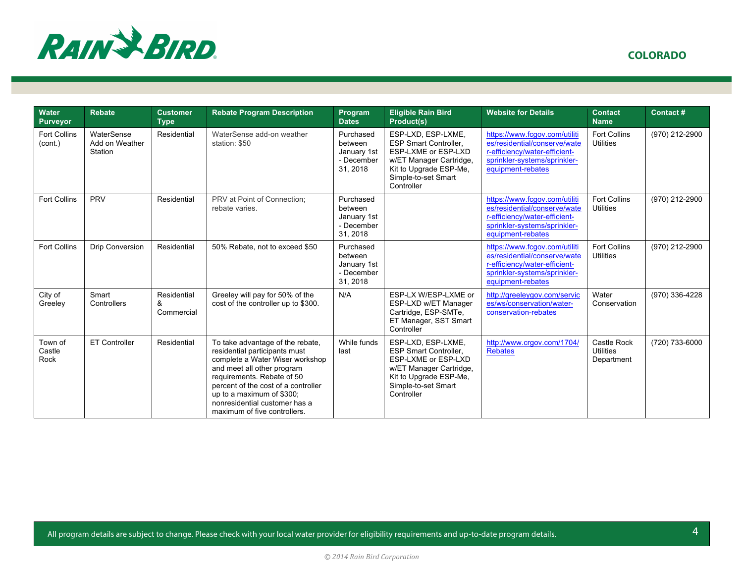COLORADO

| Water Purveyor | Rebate | Customer Type | Rebate Program Description | Program Dates | Eligible Rain Bird Product(s) | Website for Details | Contact Name | Contact # |
|---|---|---|---|---|---|---|---|---|
| Fort Collins (cont.) | WaterSense Add on Weather Station | Residential | WaterSense add-on weather station: $50 | Purchased between January 1st - December 31, 2018 | ESP-LXD, ESP-LXME, ESP Smart Controller, ESP-LXME or ESP-LXD w/ET Manager Cartridge, Kit to Upgrade ESP-Me, Simple-to-set Smart Controller | https://www.fcgov.com/utilities/residential/conserve/water-efficiency/water-efficient-sprinkler-systems/sprinkler-equipment-rebates | Fort Collins Utilities | (970) 212-2900 |
| Fort Collins | PRV | Residential | PRV at Point of Connection; rebate varies. | Purchased between January 1st - December 31, 2018 | | https://www.fcgov.com/utilities/residential/conserve/water-efficiency/water-efficient-sprinkler-systems/sprinkler-equipment-rebates | Fort Collins Utilities | (970) 212-2900 |
| Fort Collins | Drip Conversion | Residential | 50% Rebate, not to exceed $50 | Purchased between January 1st - December 31, 2018 | | https://www.fcgov.com/utilities/residential/conserve/water-efficiency/water-efficient-sprinkler-systems/sprinkler-equipment-rebates | Fort Collins Utilities | (970) 212-2900 |
| City of Greeley | Smart Controllers | Residential & Commercial | Greeley will pay for 50% of the cost of the controller up to $300. | N/A | ESP-LX W/ESP-LXME or ESP-LXD w/ET Manager Cartridge, ESP-SMTe, ET Manager, SST Smart Controller | http://greeleygov.com/services/ws/conservation/water-conservation-rebates | Water Conservation | (970) 336-4228 |
| Town of Castle Rock | ET Controller | Residential | To take advantage of the rebate, residential participants must complete a Water Wiser workshop and meet all other program requirements. Rebate of 50 percent of the cost of a controller up to a maximum of $300; nonresidential customer has a maximum of five controllers. | While funds last | ESP-LXD, ESP-LXME, ESP Smart Controller, ESP-LXME or ESP-LXD w/ET Manager Cartridge, Kit to Upgrade ESP-Me, Simple-to-set Smart Controller | http://www.crgov.com/1704/Rebates | Castle Rock Utilities Department | (720) 733-6000 |

All program details are subject to change. Please check with your local water provider for eligibility requirements and up-to-date program details.

*© 2014 Rain Bird Corporation*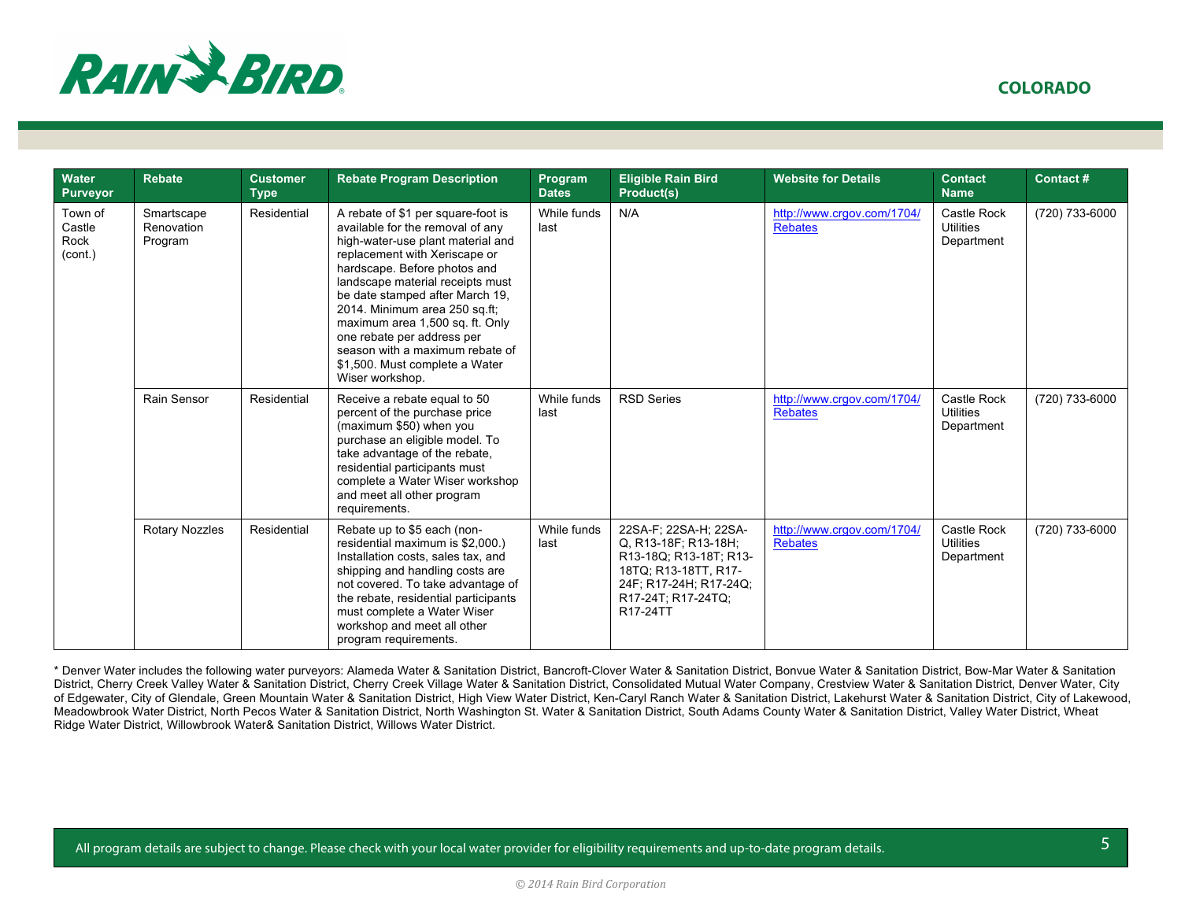COLORADO

| Water Purveyor | Rebate | Customer Type | Rebate Program Description | Program Dates | Eligible Rain Bird Product(s) | Website for Details | Contact Name | Contact # |
|---|---|---|---|---|---|---|---|---|
| Town of Castle Rock (cont.) | Smartscape Renovation Program | Residential | A rebate of $1 per square-foot is available for the removal of any high-water-use plant material and replacement with Xeriscape or hardscape. Before photos and landscape material receipts must be date stamped after March 19, 2014. Minimum area 250 sq.ft; maximum area 1,500 sq. ft. Only one rebate per address per season with a maximum rebate of $1,500. Must complete a Water Wiser workshop. | While funds last | N/A | http://www.crgov.com/1704/Rebates | Castle Rock Utilities Department | (720) 733-6000 |
| | Rain Sensor | Residential | Receive a rebate equal to 50 percent of the purchase price (maximum $50) when you purchase an eligible model. To take advantage of the rebate, residential participants must complete a Water Wiser workshop and meet all other program requirements. | While funds last | RSD Series | http://www.crgov.com/1704/Rebates | Castle Rock Utilities Department | (720) 733-6000 |
| | Rotary Nozzles | Residential | Rebate up to $5 each (non-residential maximum is $2,000.) Installation costs, sales tax, and shipping and handling costs are not covered. To take advantage of the rebate, residential participants must complete a Water Wiser workshop and meet all other program requirements. | While funds last | 22SA-F; 22SA-H; 22SA-Q, R13-18F; R13-18H; R13-18Q; R13-18T; R13-18TQ; R13-18TT, R17-24F; R17-24H; R17-24Q; R17-24T; R17-24TQ; R17-24TT | http://www.crgov.com/1704/Rebates | Castle Rock Utilities Department | (720) 733-6000 |

* Denver Water includes the following water purveyors: Alameda Water & Sanitation District, Bancroft-Clover Water & Sanitation District, Bonvue Water & Sanitation District, Bow-Mar Water & Sanitation District, Cherry Creek Valley Water & Sanitation District, Cherry Creek Village Water & Sanitation District, Consolidated Mutual Water Company, Crestview Water & Sanitation District, Denver Water, City of Edgewater, City of Glendale, Green Mountain Water & Sanitation District, High View Water District, Ken-Caryl Ranch Water & Sanitation District, Lakehurst Water & Sanitation District, City of Lakewood, Meadowbrook Water District, North Pecos Water & Sanitation District, North Washington St. Water & Sanitation District, South Adams County Water & Sanitation District, Valley Water District, Wheat Ridge Water District, Willowbrook Water& Sanitation District, Willows Water District.

All program details are subject to change. Please check with your local water provider for eligibility requirements and up-to-date program details.

*© 2014 Rain Bird Corporation*